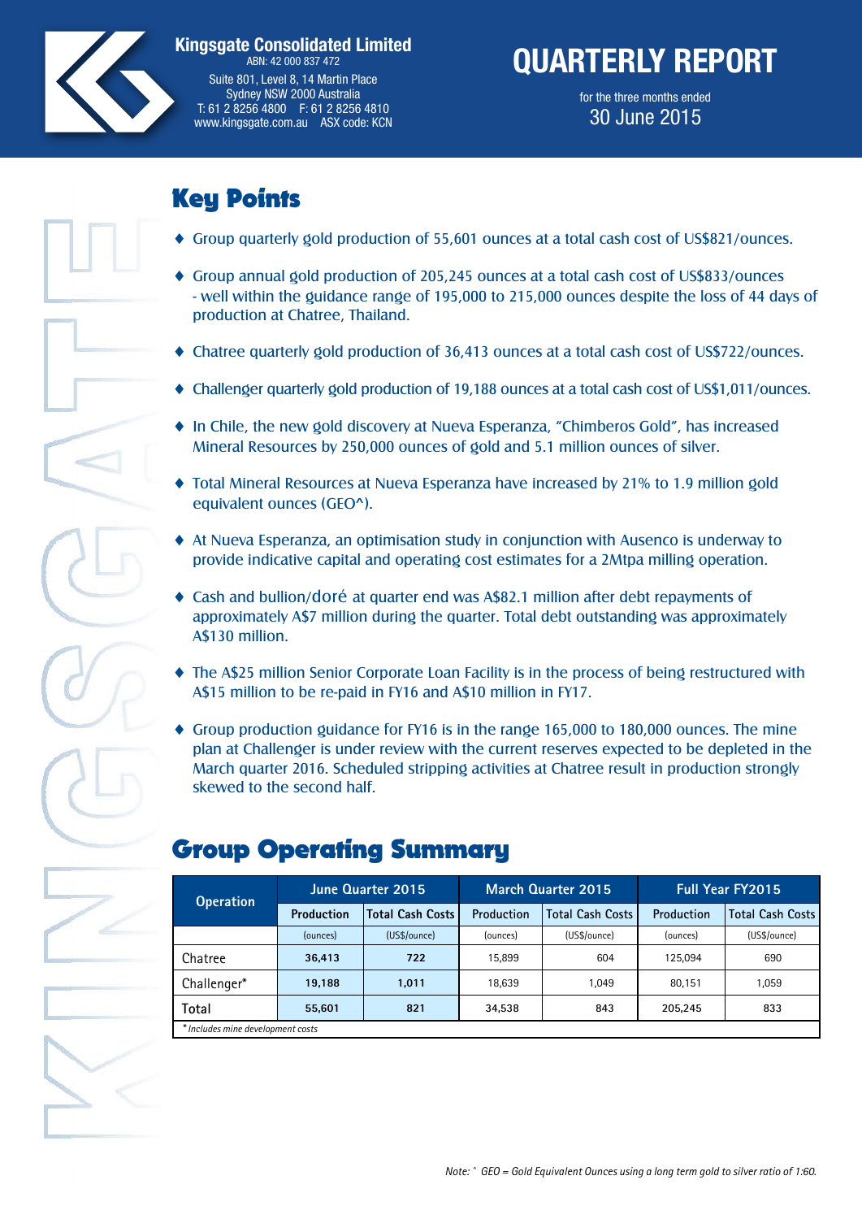**Kingsgate Consolidated Limited**
ABN: 42 000 837 472
Suite 801, Level 8, 14 Martin Place
Sydney NSW 2000 Australia
T: 61 2 8256 4800 F: 61 2 8256 4810
www.kingsgate.com.au ASX code: KCN

# QUARTERLY REPORT

for the three months ended
30 June 2015

## Key Points

- Group quarterly gold production of 55,601 ounces at a total cash cost of US$821/ounces.
- Group annual gold production of 205,245 ounces at a total cash cost of US$833/ounces - well within the guidance range of 195,000 to 215,000 ounces despite the loss of 44 days of production at Chatree, Thailand.
- Chatree quarterly gold production of 36,413 ounces at a total cash cost of US$722/ounces.
- Challenger quarterly gold production of 19,188 ounces at a total cash cost of US$1,011/ounces.
- In Chile, the new gold discovery at Nueva Esperanza, "Chimberos Gold", has increased Mineral Resources by 250,000 ounces of gold and 5.1 million ounces of silver.
- Total Mineral Resources at Nueva Esperanza have increased by 21% to 1.9 million gold equivalent ounces (GEO^).
- At Nueva Esperanza, an optimisation study in conjunction with Ausenco is underway to provide indicative capital and operating cost estimates for a 2Mtpa milling operation.
- Cash and bullion/doré at quarter end was A$82.1 million after debt repayments of approximately A$7 million during the quarter. Total debt outstanding was approximately A$130 million.
- The A$25 million Senior Corporate Loan Facility is in the process of being restructured with A$15 million to be re-paid in FY16 and A$10 million in FY17.
- Group production guidance for FY16 is in the range 165,000 to 180,000 ounces. The mine plan at Challenger is under review with the current reserves expected to be depleted in the March quarter 2016. Scheduled stripping activities at Chatree result in production strongly skewed to the second half.

## Group Operating Summary

| Operation | June Quarter 2015 | | March Quarter 2015 | | Full Year FY2015 | |
|---|---|---|---|---|---|---|
| | Production | Total Cash Costs | Production | Total Cash Costs | Production | Total Cash Costs |
| | (ounces) | (US$/ounce) | (ounces) | (US$/ounce) | (ounces) | (US$/ounce) |
| Chatree | 36,413 | 722 | 15,899 | 604 | 125,094 | 690 |
| Challenger* | 19,188 | 1,011 | 18,639 | 1,049 | 80,151 | 1,059 |
| Total | 55,601 | 821 | 34,538 | 843 | 205,245 | 833 |

*\* Includes mine development costs*

*Note: ^ GEO = Gold Equivalent Ounces using a long term gold to silver ratio of 1:60.*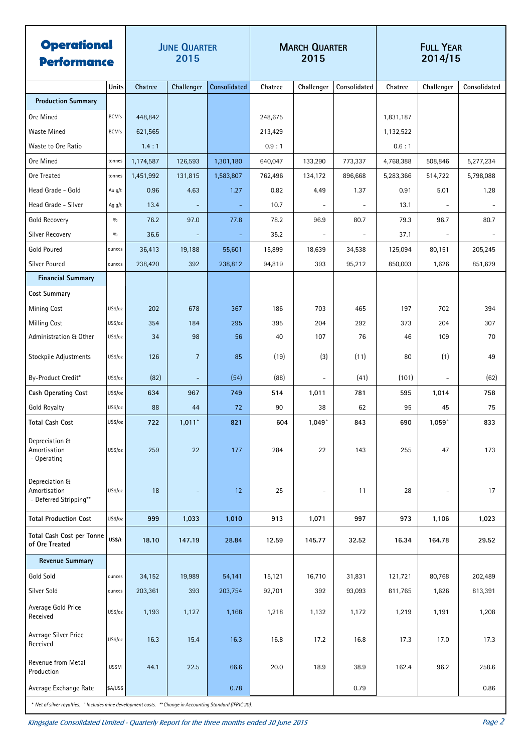# Operational Performance

| | Units | June Quarter 2015 Chatree | June Quarter 2015 Challenger | June Quarter 2015 Consolidated | March Quarter 2015 Chatree | March Quarter 2015 Challenger | March Quarter 2015 Consolidated | Full Year 2014/15 Chatree | Full Year 2014/15 Challenger | Full Year 2014/15 Consolidated |
|---|---|---|---|---|---|---|---|---|---|---|
| **Production Summary** | | | | | | | | | | |
| Ore Mined | BCM's | 448,842 | | | 248,675 | | | 1,831,187 | | |
| Waste Mined | BCM's | 621,565 | | | 213,429 | | | 1,132,522 | | |
| Waste to Ore Ratio | | 1.4 : 1 | | | 0.9 : 1 | | | 0.6 : 1 | | |
| Ore Mined | tonnes | 1,174,587 | 126,593 | 1,301,180 | 640,047 | 133,290 | 773,337 | 4,768,388 | 508,846 | 5,277,234 |
| Ore Treated | tonnes | 1,451,992 | 131,815 | 1,583,807 | 762,496 | 134,172 | 896,668 | 5,283,366 | 514,722 | 5,798,088 |
| Head Grade - Gold | Au g/t | 0.96 | 4.63 | 1.27 | 0.82 | 4.49 | 1.37 | 0.91 | 5.01 | 1.28 |
| Head Grade - Silver | Ag g/t | 13.4 | - | - | 10.7 | - | - | 13.1 | - | - |
| Gold Recovery | % | 76.2 | 97.0 | 77.8 | 78.2 | 96.9 | 80.7 | 79.3 | 96.7 | 80.7 |
| Silver Recovery | % | 36.6 | - | - | 35.2 | - | - | 37.1 | - | - |
| Gold Poured | ounces | 36,413 | 19,188 | 55,601 | 15,899 | 18,639 | 34,538 | 125,094 | 80,151 | 205,245 |
| Silver Poured | ounces | 238,420 | 392 | 238,812 | 94,819 | 393 | 95,212 | 850,003 | 1,626 | 851,629 |
| **Financial Summary** | | | | | | | | | | |
| **Cost Summary** | | | | | | | | | | |
| Mining Cost | US$/oz | 202 | 678 | 367 | 186 | 703 | 465 | 197 | 702 | 394 |
| Milling Cost | US$/oz | 354 | 184 | 295 | 395 | 204 | 292 | 373 | 204 | 307 |
| Administration & Other | US$/oz | 34 | 98 | 56 | 40 | 107 | 76 | 46 | 109 | 70 |
| Stockpile Adjustments | US$/oz | 126 | 7 | 85 | (19) | (3) | (11) | 80 | (1) | 49 |
| By-Product Credit* | US$/oz | (82) | - | (54) | (88) | - | (41) | (101) | - | (62) |
| **Cash Operating Cost** | **US$/oz** | **634** | **967** | **749** | **514** | **1,011** | **781** | **595** | **1,014** | **758** |
| Gold Royalty | US$/oz | 88 | 44 | 72 | 90 | 38 | 62 | 95 | 45 | 75 |
| **Total Cash Cost** | **US$/oz** | **722** | **1,011^** | **821** | **604** | **1,049^** | **843** | **690** | **1,059^** | **833** |
| Depreciation & Amortisation - Operating | US$/oz | 259 | 22 | 177 | 284 | 22 | 143 | 255 | 47 | 173 |
| Depreciation & Amortisation - Deferred Stripping** | US$/oz | 18 | - | 12 | 25 | - | 11 | 28 | - | 17 |
| **Total Production Cost** | **US$/oz** | **999** | **1,033** | **1,010** | **913** | **1,071** | **997** | **973** | **1,106** | **1,023** |
| **Total Cash Cost per Tonne of Ore Treated** | **US$/t** | **18.10** | **147.19** | **28.84** | **12.59** | **145.77** | **32.52** | **16.34** | **164.78** | **29.52** |
| **Revenue Summary** | | | | | | | | | | |
| Gold Sold | ounces | 34,152 | 19,989 | 54,141 | 15,121 | 16,710 | 31,831 | 121,721 | 80,768 | 202,489 |
| Silver Sold | ounces | 203,361 | 393 | 203,754 | 92,701 | 392 | 93,093 | 811,765 | 1,626 | 813,391 |
| Average Gold Price Received | US$/oz | 1,193 | 1,127 | 1,168 | 1,218 | 1,132 | 1,172 | 1,219 | 1,191 | 1,208 |
| Average Silver Price Received | US$/oz | 16.3 | 15.4 | 16.3 | 16.8 | 17.2 | 16.8 | 17.3 | 17.0 | 17.3 |
| Revenue from Metal Production | US$M | 44.1 | 22.5 | 66.6 | 20.0 | 18.9 | 38.9 | 162.4 | 96.2 | 258.6 |
| Average Exchange Rate | $A/US$ | | | 0.78 | | | 0.79 | | | 0.86 |

*\* Net of silver royalties. ^ Includes mine development costs. \*\* Change in Accounting Standard (IFRIC 20).*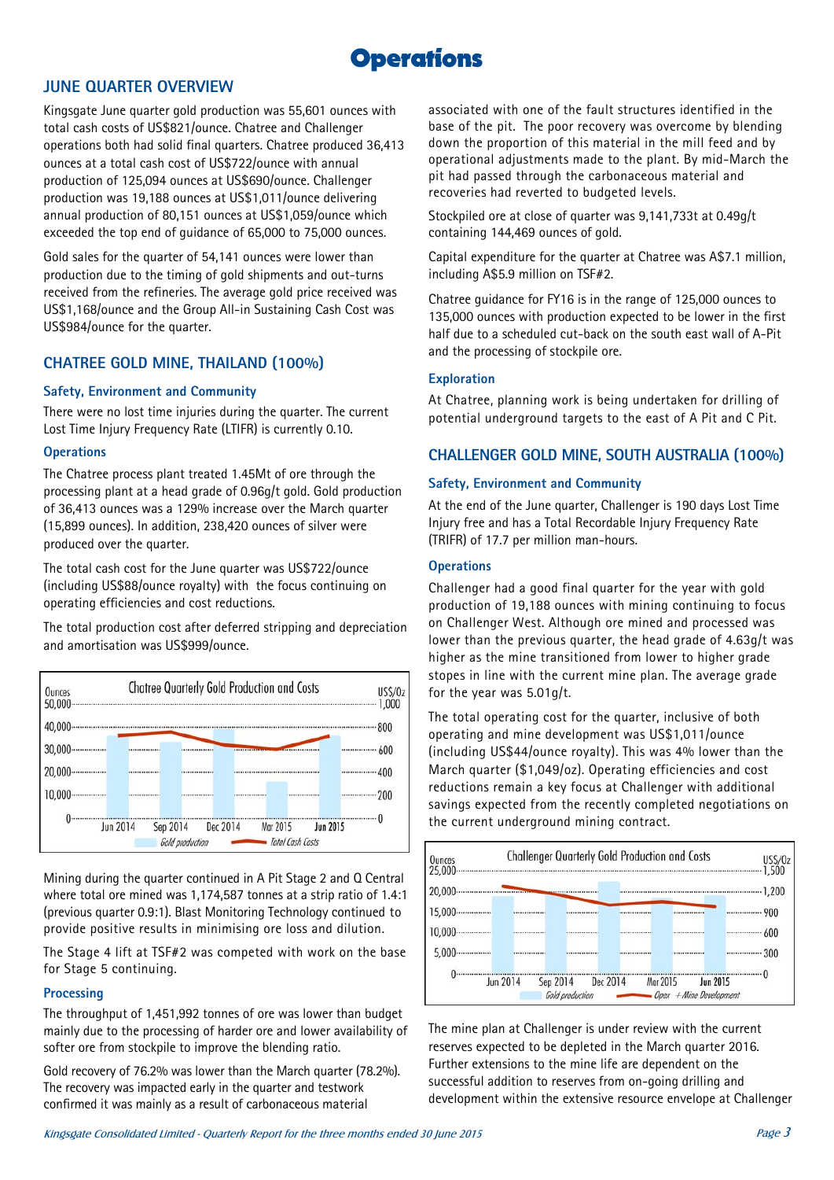# Operations

## JUNE QUARTER OVERVIEW

Kingsgate June quarter gold production was 55,601 ounces with total cash costs of US$821/ounce. Chatree and Challenger operations both had solid final quarters. Chatree produced 36,413 ounces at a total cash cost of US$722/ounce with annual production of 125,094 ounces at US$690/ounce. Challenger production was 19,188 ounces at US$1,011/ounce delivering annual production of 80,151 ounces at US$1,059/ounce which exceeded the top end of guidance of 65,000 to 75,000 ounces.

Gold sales for the quarter of 54,141 ounces were lower than production due to the timing of gold shipments and out-turns received from the refineries. The average gold price received was US$1,168/ounce and the Group All-in Sustaining Cash Cost was US$984/ounce for the quarter.

## CHATREE GOLD MINE, THAILAND (100%)

### Safety, Environment and Community

There were no lost time injuries during the quarter. The current Lost Time Injury Frequency Rate (LTIFR) is currently 0.10.

### Operations

The Chatree process plant treated 1.45Mt of ore through the processing plant at a head grade of 0.96g/t gold. Gold production of 36,413 ounces was a 129% increase over the March quarter (15,899 ounces). In addition, 238,420 ounces of silver were produced over the quarter.

The total cash cost for the June quarter was US$722/ounce (including US$88/ounce royalty) with the focus continuing on operating efficiencies and cost reductions.

The total production cost after deferred stripping and depreciation and amortisation was US$999/ounce.

Chatree Quarterly Gold Production and Costs

Mining during the quarter continued in A Pit Stage 2 and Q Central where total ore mined was 1,174,587 tonnes at a strip ratio of 1.4:1 (previous quarter 0.9:1). Blast Monitoring Technology continued to provide positive results in minimising ore loss and dilution.

The Stage 4 lift at TSF#2 was competed with work on the base for Stage 5 continuing.

### Processing

The throughput of 1,451,992 tonnes of ore was lower than budget mainly due to the processing of harder ore and lower availability of softer ore from stockpile to improve the blending ratio.

Gold recovery of 76.2% was lower than the March quarter (78.2%). The recovery was impacted early in the quarter and testwork confirmed it was mainly as a result of carbonaceous material associated with one of the fault structures identified in the base of the pit. The poor recovery was overcome by blending down the proportion of this material in the mill feed and by operational adjustments made to the plant. By mid-March the pit had passed through the carbonaceous material and recoveries had reverted to budgeted levels.

Stockpiled ore at close of quarter was 9,141,733t at 0.49g/t containing 144,469 ounces of gold.

Capital expenditure for the quarter at Chatree was A$7.1 million, including A$5.9 million on TSF#2.

Chatree guidance for FY16 is in the range of 125,000 ounces to 135,000 ounces with production expected to be lower in the first half due to a scheduled cut-back on the south east wall of A-Pit and the processing of stockpile ore.

### Exploration

At Chatree, planning work is being undertaken for drilling of potential underground targets to the east of A Pit and C Pit.

## CHALLENGER GOLD MINE, SOUTH AUSTRALIA (100%)

### Safety, Environment and Community

At the end of the June quarter, Challenger is 190 days Lost Time Injury free and has a Total Recordable Injury Frequency Rate (TRIFR) of 17.7 per million man-hours.

### Operations

Challenger had a good final quarter for the year with gold production of 19,188 ounces with mining continuing to focus on Challenger West. Although ore mined and processed was lower than the previous quarter, the head grade of 4.63g/t was higher as the mine transitioned from lower to higher grade stopes in line with the current mine plan. The average grade for the year was 5.01g/t.

The total operating cost for the quarter, inclusive of both operating and mine development was US$1,011/ounce (including US$44/ounce royalty). This was 4% lower than the March quarter ($1,049/oz). Operating efficiencies and cost reductions remain a key focus at Challenger with additional savings expected from the recently completed negotiations on the current underground mining contract.

Challenger Quarterly Gold Production and Costs

The mine plan at Challenger is under review with the current reserves expected to be depleted in the March quarter 2016. Further extensions to the mine life are dependent on the successful addition to reserves from on-going drilling and development within the extensive resource envelope at Challenger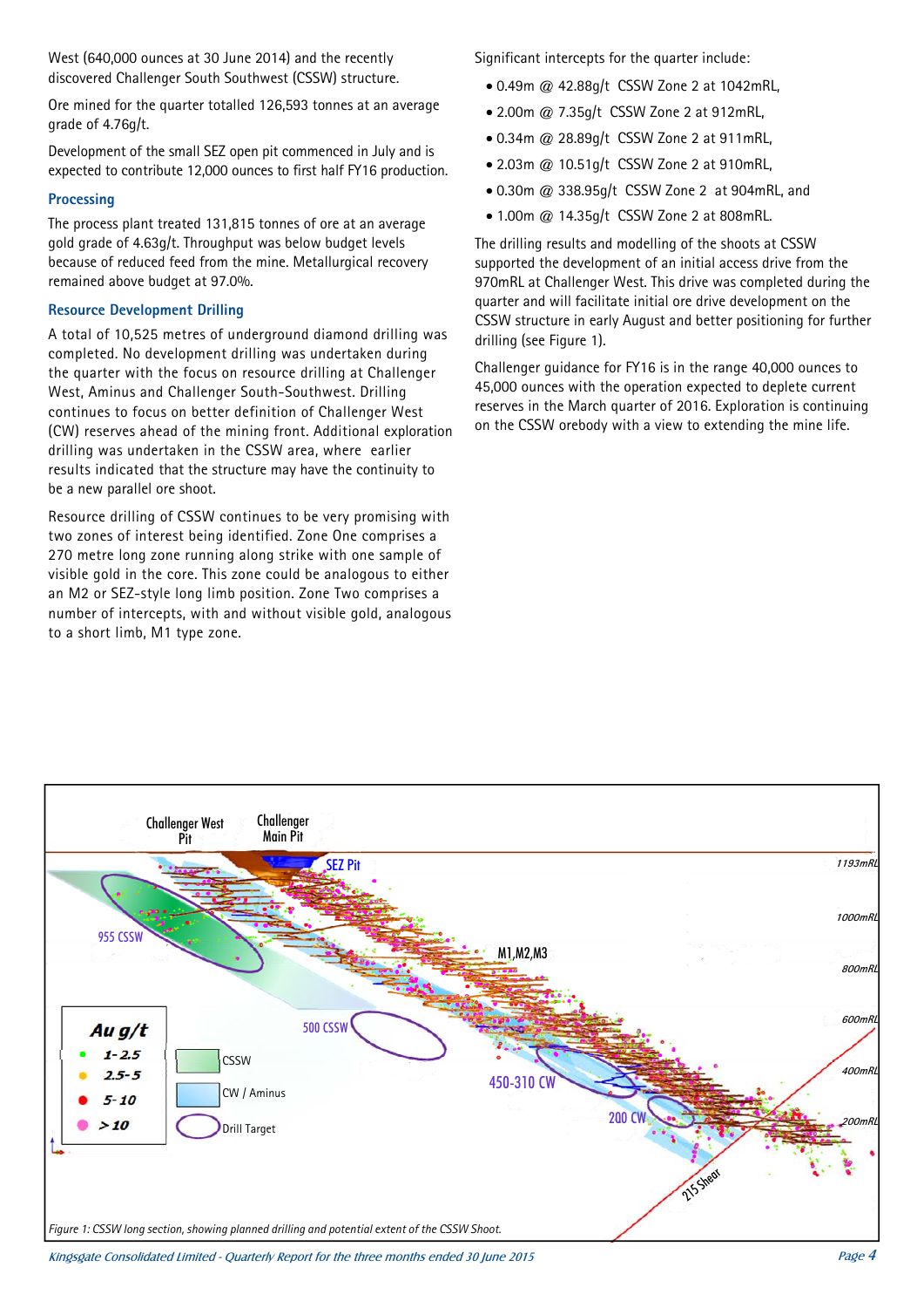West (640,000 ounces at 30 June 2014) and the recently discovered Challenger South Southwest (CSSW) structure.

Ore mined for the quarter totalled 126,593 tonnes at an average grade of 4.76g/t.

Development of the small SEZ open pit commenced in July and is expected to contribute 12,000 ounces to first half FY16 production.

### Processing

The process plant treated 131,815 tonnes of ore at an average gold grade of 4.63g/t. Throughput was below budget levels because of reduced feed from the mine. Metallurgical recovery remained above budget at 97.0%.

### Resource Development Drilling

A total of 10,525 metres of underground diamond drilling was completed. No development drilling was undertaken during the quarter with the focus on resource drilling at Challenger West, Aminus and Challenger South-Southwest. Drilling continues to focus on better definition of Challenger West (CW) reserves ahead of the mining front. Additional exploration drilling was undertaken in the CSSW area, where earlier results indicated that the structure may have the continuity to be a new parallel ore shoot.

Resource drilling of CSSW continues to be very promising with two zones of interest being identified. Zone One comprises a 270 metre long zone running along strike with one sample of visible gold in the core. This zone could be analogous to either an M2 or SEZ-style long limb position. Zone Two comprises a number of intercepts, with and without visible gold, analogous to a short limb, M1 type zone.

Significant intercepts for the quarter include:

- 0.49m @ 42.88g/t CSSW Zone 2 at 1042mRL,
- 2.00m @ 7.35g/t CSSW Zone 2 at 912mRL,
- 0.34m @ 28.89g/t CSSW Zone 2 at 911mRL,
- 2.03m @ 10.51g/t CSSW Zone 2 at 910mRL,
- 0.30m @ 338.95g/t CSSW Zone 2 at 904mRL, and
- 1.00m @ 14.35g/t CSSW Zone 2 at 808mRL.

The drilling results and modelling of the shoots at CSSW supported the development of an initial access drive from the 970mRL at Challenger West. This drive was completed during the quarter and will facilitate initial ore drive development on the CSSW structure in early August and better positioning for further drilling (see Figure 1).

Challenger guidance for FY16 is in the range 40,000 ounces to 45,000 ounces with the operation expected to deplete current reserves in the March quarter of 2016. Exploration is continuing on the CSSW orebody with a view to extending the mine life.

*Figure 1: CSSW long section, showing planned drilling and potential extent of the CSSW Shoot.*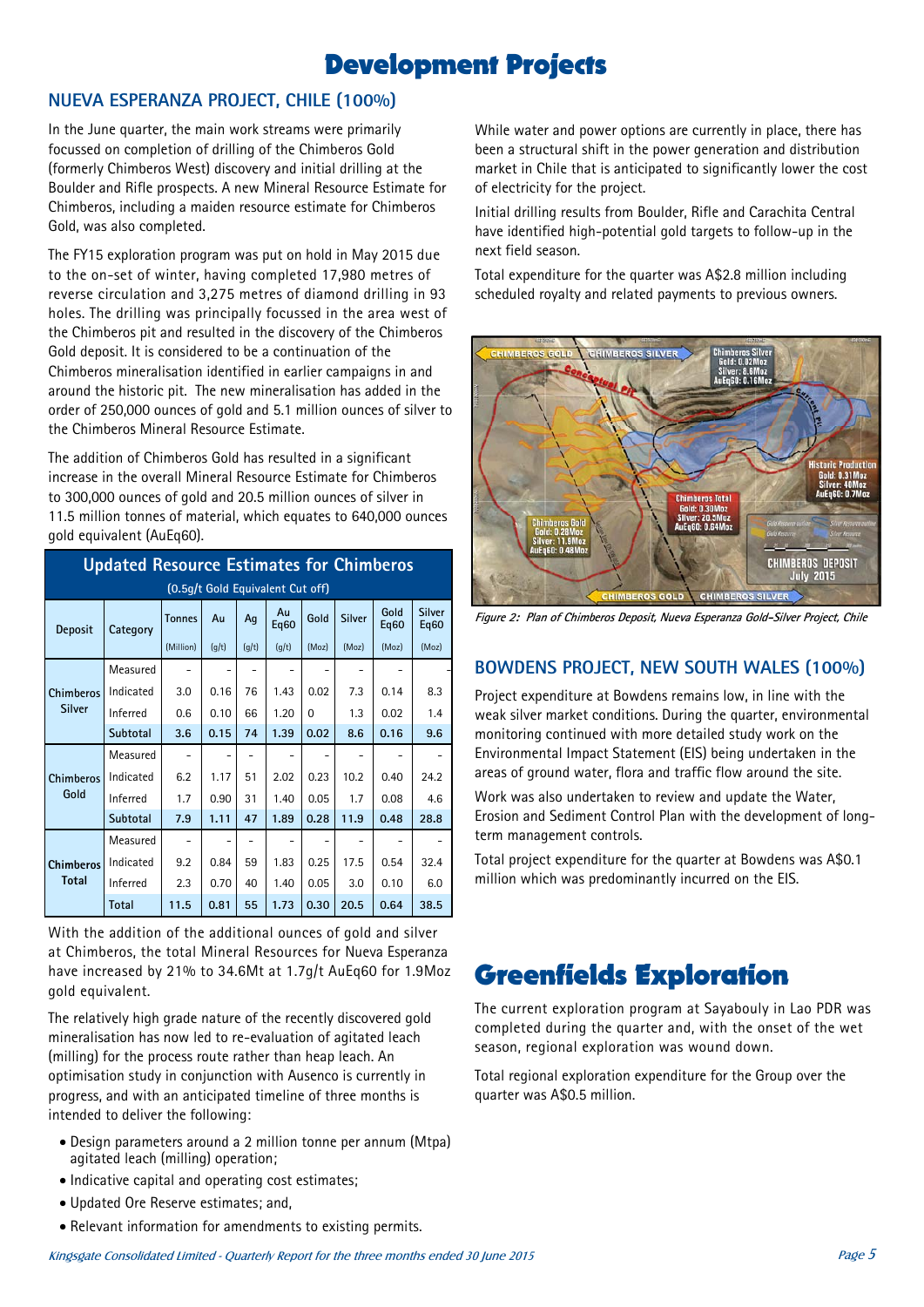# Development Projects

## NUEVA ESPERANZA PROJECT, CHILE (100%)

In the June quarter, the main work streams were primarily focussed on completion of drilling of the Chimberos Gold (formerly Chimberos West) discovery and initial drilling at the Boulder and Rifle prospects. A new Mineral Resource Estimate for Chimberos, including a maiden resource estimate for Chimberos Gold, was also completed.

The FY15 exploration program was put on hold in May 2015 due to the on-set of winter, having completed 17,980 metres of reverse circulation and 3,275 metres of diamond drilling in 93 holes. The drilling was principally focussed in the area west of the Chimberos pit and resulted in the discovery of the Chimberos Gold deposit. It is considered to be a continuation of the Chimberos mineralisation identified in earlier campaigns in and around the historic pit. The new mineralisation has added in the order of 250,000 ounces of gold and 5.1 million ounces of silver to the Chimberos Mineral Resource Estimate.

The addition of Chimberos Gold has resulted in a significant increase in the overall Mineral Resource Estimate for Chimberos to 300,000 ounces of gold and 20.5 million ounces of silver in 11.5 million tonnes of material, which equates to 640,000 ounces gold equivalent (AuEq60).

**Updated Resource Estimates for Chimberos**
(0.5g/t Gold Equivalent Cut off)

| Deposit | Category | Tonnes (Million) | Au (g/t) | Ag (g/t) | Au Eq60 (g/t) | Gold (Moz) | Silver (Moz) | Gold Eq60 (Moz) | Silver Eq60 (Moz) |
|---|---|---|---|---|---|---|---|---|---|
| Chimberos Silver | Measured | - | - | - | - | - | - | - | - |
| | Indicated | 3.0 | 0.16 | 76 | 1.43 | 0.02 | 7.3 | 0.14 | 8.3 |
| | Inferred | 0.6 | 0.10 | 66 | 1.20 | 0 | 1.3 | 0.02 | 1.4 |
| | **Subtotal** | **3.6** | **0.15** | **74** | **1.39** | **0.02** | **8.6** | **0.16** | **9.6** |
| Chimberos Gold | Measured | - | - | - | - | - | - | - | - |
| | Indicated | 6.2 | 1.17 | 51 | 2.02 | 0.23 | 10.2 | 0.40 | 24.2 |
| | Inferred | 1.7 | 0.90 | 31 | 1.40 | 0.05 | 1.7 | 0.08 | 4.6 |
| | **Subtotal** | **7.9** | **1.11** | **47** | **1.89** | **0.28** | **11.9** | **0.48** | **28.8** |
| Chimberos Total | Measured | - | - | - | - | - | - | - | - |
| | Indicated | 9.2 | 0.84 | 59 | 1.83 | 0.25 | 17.5 | 0.54 | 32.4 |
| | Inferred | 2.3 | 0.70 | 40 | 1.40 | 0.05 | 3.0 | 0.10 | 6.0 |
| | **Total** | **11.5** | **0.81** | **55** | **1.73** | **0.30** | **20.5** | **0.64** | **38.5** |

With the addition of the additional ounces of gold and silver at Chimberos, the total Mineral Resources for Nueva Esperanza have increased by 21% to 34.6Mt at 1.7g/t AuEq60 for 1.9Moz gold equivalent.

The relatively high grade nature of the recently discovered gold mineralisation has now led to re-evaluation of agitated leach (milling) for the process route rather than heap leach. An optimisation study in conjunction with Ausenco is currently in progress, and with an anticipated timeline of three months is intended to deliver the following:

- Design parameters around a 2 million tonne per annum (Mtpa) agitated leach (milling) operation;
- Indicative capital and operating cost estimates;
- Updated Ore Reserve estimates; and,
- Relevant information for amendments to existing permits.

While water and power options are currently in place, there has been a structural shift in the power generation and distribution market in Chile that is anticipated to significantly lower the cost of electricity for the project.

Initial drilling results from Boulder, Rifle and Carachita Central have identified high-potential gold targets to follow-up in the next field season.

Total expenditure for the quarter was A$2.8 million including scheduled royalty and related payments to previous owners.

*Figure 2: Plan of Chimberos Deposit, Nueva Esperanza Gold-Silver Project, Chile*

## BOWDENS PROJECT, NEW SOUTH WALES (100%)

Project expenditure at Bowdens remains low, in line with the weak silver market conditions. During the quarter, environmental monitoring continued with more detailed study work on the Environmental Impact Statement (EIS) being undertaken in the areas of ground water, flora and traffic flow around the site.

Work was also undertaken to review and update the Water, Erosion and Sediment Control Plan with the development of long-term management controls.

Total project expenditure for the quarter at Bowdens was A$0.1 million which was predominantly incurred on the EIS.

# Greenfields Exploration

The current exploration program at Sayabouly in Lao PDR was completed during the quarter and, with the onset of the wet season, regional exploration was wound down.

Total regional exploration expenditure for the Group over the quarter was A$0.5 million.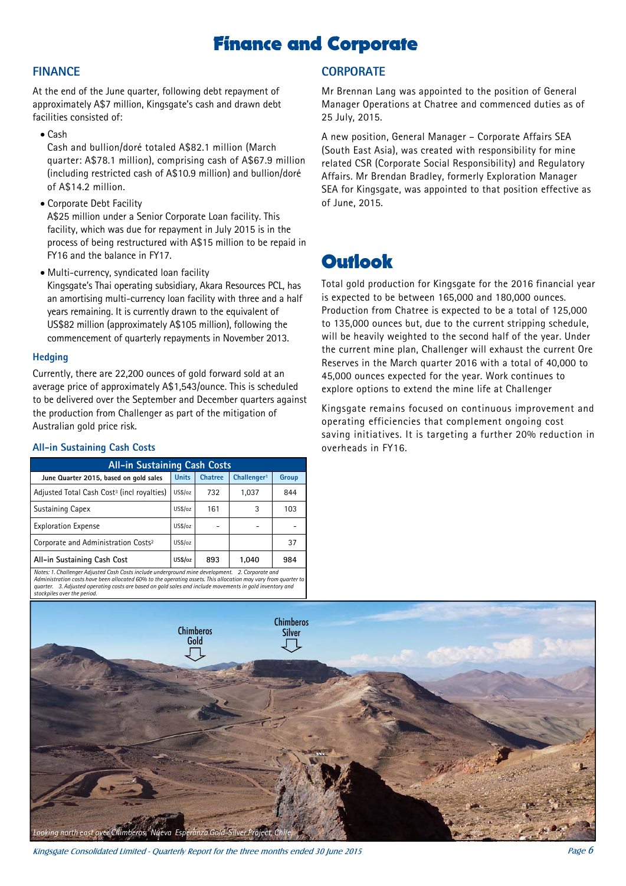# Finance and Corporate

## FINANCE

At the end of the June quarter, following debt repayment of approximately A$7 million, Kingsgate's cash and drawn debt facilities consisted of:

- Cash
  Cash and bullion/doré totaled A$82.1 million (March quarter: A$78.1 million), comprising cash of A$67.9 million (including restricted cash of A$10.9 million) and bullion/doré of A$14.2 million.
- Corporate Debt Facility
  A$25 million under a Senior Corporate Loan facility. This facility, which was due for repayment in July 2015 is in the process of being restructured with A$15 million to be repaid in FY16 and the balance in FY17.
- Multi-currency, syndicated loan facility
  Kingsgate's Thai operating subsidiary, Akara Resources PCL, has an amortising multi-currency loan facility with three and a half years remaining. It is currently drawn to the equivalent of US$82 million (approximately A$105 million), following the commencement of quarterly repayments in November 2013.

### Hedging

Currently, there are 22,200 ounces of gold forward sold at an average price of approximately A$1,543/ounce. This is scheduled to be delivered over the September and December quarters against the production from Challenger as part of the mitigation of Australian gold price risk.

### All-in Sustaining Cash Costs

| All-in Sustaining Cash Costs | | | | |
|---|---|---|---|---|
| June Quarter 2015, based on gold sales | Units | Chatree | Challenger[1] | Group |
| Adjusted Total Cash Cost[3] (incl royalties) | US$/oz | 732 | 1,037 | 844 |
| Sustaining Capex | US$/oz | 161 | 3 | 103 |
| Exploration Expense | US$/oz | – | – | – |
| Corporate and Administration Costs[2] | US$/oz | | | 37 |
| All-in Sustaining Cash Cost | US$/oz | 893 | 1,040 | 984 |

*Notes: 1. Challenger Adjusted Cash Costs include underground mine development. 2. Corporate and Administration costs have been allocated 60% to the operating assets. This allocation may vary from quarter to quarter. 3. Adjusted operating costs are based on gold sales and include movements in gold inventory and stockpiles over the period.*

## CORPORATE

Mr Brennan Lang was appointed to the position of General Manager Operations at Chatree and commenced duties as of 25 July, 2015.

A new position, General Manager – Corporate Affairs SEA (South East Asia), was created with responsibility for mine related CSR (Corporate Social Responsibility) and Regulatory Affairs. Mr Brendan Bradley, formerly Exploration Manager SEA for Kingsgate, was appointed to that position effective as of June, 2015.

# Outlook

Total gold production for Kingsgate for the 2016 financial year is expected to be between 165,000 and 180,000 ounces. Production from Chatree is expected to be a total of 125,000 to 135,000 ounces but, due to the current stripping schedule, will be heavily weighted to the second half of the year. Under the current mine plan, Challenger will exhaust the current Ore Reserves in the March quarter 2016 with a total of 40,000 to 45,000 ounces expected for the year. Work continues to explore options to extend the mine life at Challenger

Kingsgate remains focused on continuous improvement and operating efficiencies that complement ongoing cost saving initiatives. It is targeting a further 20% reduction in overheads in FY16.

Chimberos Gold

Chimberos Silver

*Looking north east over Chimberos, Nueva Esperanza Gold-Silver Project, Chile*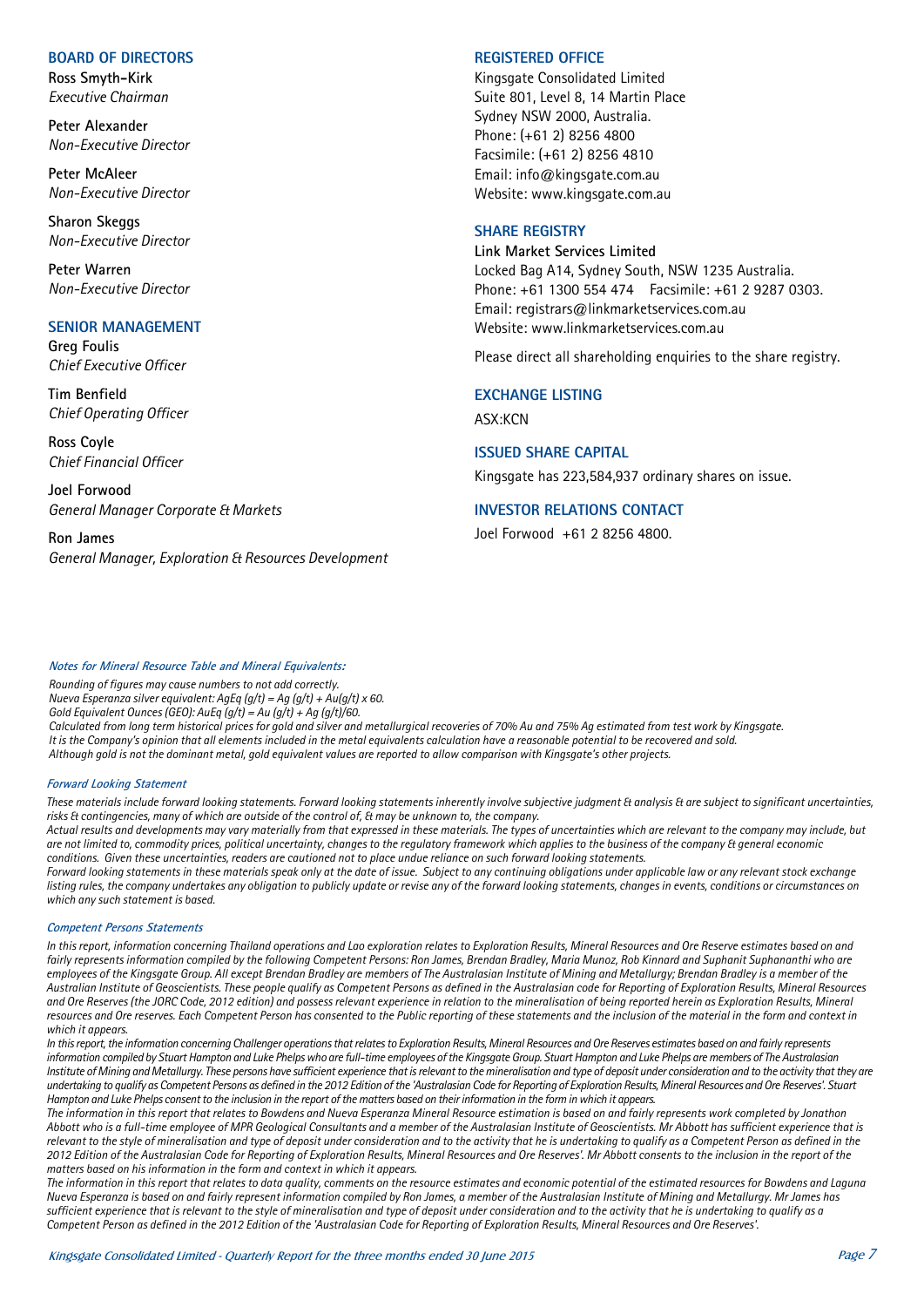## BOARD OF DIRECTORS

**Ross Smyth-Kirk**
*Executive Chairman*

**Peter Alexander**
*Non-Executive Director*

**Peter McAleer**
*Non-Executive Director*

**Sharon Skeggs**
*Non-Executive Director*

**Peter Warren**
*Non-Executive Director*

## SENIOR MANAGEMENT

**Greg Foulis**
*Chief Executive Officer*

**Tim Benfield**
*Chief Operating Officer*

**Ross Coyle**
*Chief Financial Officer*

**Joel Forwood**
*General Manager Corporate & Markets*

**Ron James**
*General Manager, Exploration & Resources Development*

## REGISTERED OFFICE

Kingsgate Consolidated Limited
Suite 801, Level 8, 14 Martin Place
Sydney NSW 2000, Australia.
Phone: (+61 2) 8256 4800
Facsimile: (+61 2) 8256 4810
Email: info@kingsgate.com.au
Website: www.kingsgate.com.au

## SHARE REGISTRY

**Link Market Services Limited**
Locked Bag A14, Sydney South, NSW 1235 Australia.
Phone: +61 1300 554 474 Facsimile: +61 2 9287 0303.
Email: registrars@linkmarketservices.com.au
Website: www.linkmarketservices.com.au

Please direct all shareholding enquiries to the share registry.

## EXCHANGE LISTING

ASX:KCN

## ISSUED SHARE CAPITAL

Kingsgate has 223,584,937 ordinary shares on issue.

## INVESTOR RELATIONS CONTACT

Joel Forwood +61 2 8256 4800.

### *Notes for Mineral Resource Table and Mineral Equivalents:*

*Rounding of figures may cause numbers to not add correctly.*
*Nueva Esperanza silver equivalent: AgEq (g/t) = Ag (g/t) + Au(g/t) x 60.*
*Gold Equivalent Ounces (GEO): AuEq (g/t) = Au (g/t) + Ag (g/t)/60.*
*Calculated from long term historical prices for gold and silver and metallurgical recoveries of 70% Au and 75% Ag estimated from test work by Kingsgate.*
*It is the Company's opinion that all elements included in the metal equivalents calculation have a reasonable potential to be recovered and sold.*
*Although gold is not the dominant metal, gold equivalent values are reported to allow comparison with Kingsgate's other projects.*

### *Forward Looking Statement*

*These materials include forward looking statements. Forward looking statements inherently involve subjective judgment & analysis & are subject to significant uncertainties, risks & contingencies, many of which are outside of the control of, & may be unknown to, the company.*
*Actual results and developments may vary materially from that expressed in these materials. The types of uncertainties which are relevant to the company may include, but are not limited to, commodity prices, political uncertainty, changes to the regulatory framework which applies to the business of the company & general economic conditions. Given these uncertainties, readers are cautioned not to place undue reliance on such forward looking statements.*
*Forward looking statements in these materials speak only at the date of issue. Subject to any continuing obligations under applicable law or any relevant stock exchange listing rules, the company undertakes any obligation to publicly update or revise any of the forward looking statements, changes in events, conditions or circumstances on which any such statement is based.*

### *Competent Persons Statements*

*In this report, information concerning Thailand operations and Lao exploration relates to Exploration Results, Mineral Resources and Ore Reserve estimates based on and fairly represents information compiled by the following Competent Persons: Ron James, Brendan Bradley, Maria Munoz, Rob Kinnard and Suphanit Suphananthi who are employees of the Kingsgate Group. All except Brendan Bradley are members of The Australasian Institute of Mining and Metallurgy; Brendan Bradley is a member of the Australian Institute of Geoscientists. These people qualify as Competent Persons as defined in the Australasian code for Reporting of Exploration Results, Mineral Resources and Ore Reserves (the JORC Code, 2012 edition) and possess relevant experience in relation to the mineralisation of being reported herein as Exploration Results, Mineral resources and Ore reserves. Each Competent Person has consented to the Public reporting of these statements and the inclusion of the material in the form and context in which it appears.*
*In this report, the information concerning Challenger operations that relates to Exploration Results, Mineral Resources and Ore Reserves estimates based on and fairly represents information compiled by Stuart Hampton and Luke Phelps who are full-time employees of the Kingsgate Group. Stuart Hampton and Luke Phelps are members of The Australasian Institute of Mining and Metallurgy. These persons have sufficient experience that is relevant to the mineralisation and type of deposit under consideration and to the activity that they are undertaking to qualify as Competent Persons as defined in the 2012 Edition of the 'Australasian Code for Reporting of Exploration Results, Mineral Resources and Ore Reserves'. Stuart Hampton and Luke Phelps consent to the inclusion in the report of the matters based on their information in the form in which it appears.*
*The information in this report that relates to Bowdens and Nueva Esperanza Mineral Resource estimation is based on and fairly represents work completed by Jonathon Abbott who is a full-time employee of MPR Geological Consultants and a member of the Australasian Institute of Geoscientists. Mr Abbott has sufficient experience that is relevant to the style of mineralisation and type of deposit under consideration and to the activity that he is undertaking to qualify as a Competent Person as defined in the 2012 Edition of the Australasian Code for Reporting of Exploration Results, Mineral Resources and Ore Reserves'. Mr Abbott consents to the inclusion in the report of the matters based on his information in the form and context in which it appears.*
*The information in this report that relates to data quality, comments on the resource estimates and economic potential of the estimated resources for Bowdens and Laguna Nueva Esperanza is based on and fairly represent information compiled by Ron James, a member of the Australasian Institute of Mining and Metallurgy. Mr James has sufficient experience that is relevant to the style of mineralisation and type of deposit under consideration and to the activity that he is undertaking to qualify as a Competent Person as defined in the 2012 Edition of the 'Australasian Code for Reporting of Exploration Results, Mineral Resources and Ore Reserves'.*